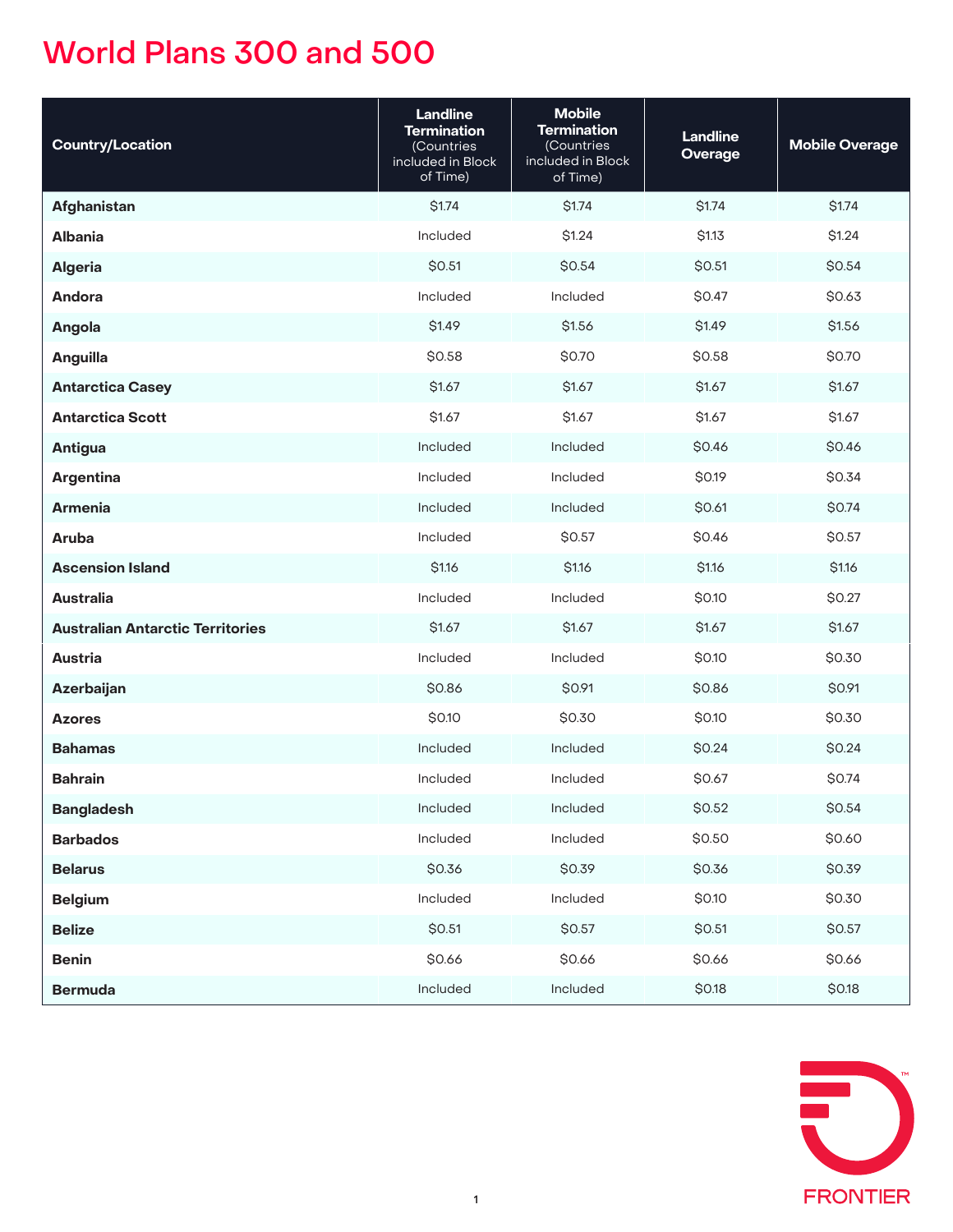# World Plans 300 and 500

| Country/Location | Landline Termination (Countries included in Block of Time) | Mobile Termination (Countries included in Block of Time) | Landline Overage | Mobile Overage |
|---|---|---|---|---|
| **Afghanistan** | $1.74 | $1.74 | $1.74 | $1.74 |
| **Albania** | Included | $1.24 | $1.13 | $1.24 |
| **Algeria** | $0.51 | $0.54 | $0.51 | $0.54 |
| **Andora** | Included | Included | $0.47 | $0.63 |
| **Angola** | $1.49 | $1.56 | $1.49 | $1.56 |
| **Anguilla** | $0.58 | $0.70 | $0.58 | $0.70 |
| **Antarctica Casey** | $1.67 | $1.67 | $1.67 | $1.67 |
| **Antarctica Scott** | $1.67 | $1.67 | $1.67 | $1.67 |
| **Antigua** | Included | Included | $0.46 | $0.46 |
| **Argentina** | Included | Included | $0.19 | $0.34 |
| **Armenia** | Included | Included | $0.61 | $0.74 |
| **Aruba** | Included | $0.57 | $0.46 | $0.57 |
| **Ascension Island** | $1.16 | $1.16 | $1.16 | $1.16 |
| **Australia** | Included | Included | $0.10 | $0.27 |
| **Australian Antarctic Territories** | $1.67 | $1.67 | $1.67 | $1.67 |
| **Austria** | Included | Included | $0.10 | $0.30 |
| **Azerbaijan** | $0.86 | $0.91 | $0.86 | $0.91 |
| **Azores** | $0.10 | $0.30 | $0.10 | $0.30 |
| **Bahamas** | Included | Included | $0.24 | $0.24 |
| **Bahrain** | Included | Included | $0.67 | $0.74 |
| **Bangladesh** | Included | Included | $0.52 | $0.54 |
| **Barbados** | Included | Included | $0.50 | $0.60 |
| **Belarus** | $0.36 | $0.39 | $0.36 | $0.39 |
| **Belgium** | Included | Included | $0.10 | $0.30 |
| **Belize** | $0.51 | $0.57 | $0.51 | $0.57 |
| **Benin** | $0.66 | $0.66 | $0.66 | $0.66 |
| **Bermuda** | Included | Included | $0.18 | $0.18 |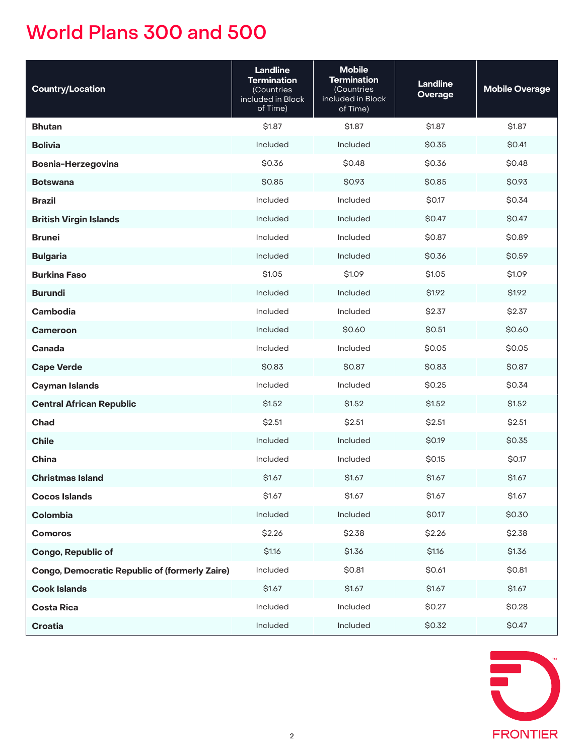# World Plans 300 and 500

| Country/Location | Landline Termination (Countries included in Block of Time) | Mobile Termination (Countries included in Block of Time) | Landline Overage | Mobile Overage |
|---|---|---|---|---|
| **Bhutan** | $1.87 | $1.87 | $1.87 | $1.87 |
| **Bolivia** | Included | Included | $0.35 | $0.41 |
| **Bosnia-Herzegovina** | $0.36 | $0.48 | $0.36 | $0.48 |
| **Botswana** | $0.85 | $0.93 | $0.85 | $0.93 |
| **Brazil** | Included | Included | $0.17 | $0.34 |
| **British Virgin Islands** | Included | Included | $0.47 | $0.47 |
| **Brunei** | Included | Included | $0.87 | $0.89 |
| **Bulgaria** | Included | Included | $0.36 | $0.59 |
| **Burkina Faso** | $1.05 | $1.09 | $1.05 | $1.09 |
| **Burundi** | Included | Included | $1.92 | $1.92 |
| **Cambodia** | Included | Included | $2.37 | $2.37 |
| **Cameroon** | Included | $0.60 | $0.51 | $0.60 |
| **Canada** | Included | Included | $0.05 | $0.05 |
| **Cape Verde** | $0.83 | $0.87 | $0.83 | $0.87 |
| **Cayman Islands** | Included | Included | $0.25 | $0.34 |
| **Central African Republic** | $1.52 | $1.52 | $1.52 | $1.52 |
| **Chad** | $2.51 | $2.51 | $2.51 | $2.51 |
| **Chile** | Included | Included | $0.19 | $0.35 |
| **China** | Included | Included | $0.15 | $0.17 |
| **Christmas Island** | $1.67 | $1.67 | $1.67 | $1.67 |
| **Cocos Islands** | $1.67 | $1.67 | $1.67 | $1.67 |
| **Colombia** | Included | Included | $0.17 | $0.30 |
| **Comoros** | $2.26 | $2.38 | $2.26 | $2.38 |
| **Congo, Republic of** | $1.16 | $1.36 | $1.16 | $1.36 |
| **Congo, Democratic Republic of (formerly Zaire)** | Included | $0.81 | $0.61 | $0.81 |
| **Cook Islands** | $1.67 | $1.67 | $1.67 | $1.67 |
| **Costa Rica** | Included | Included | $0.27 | $0.28 |
| **Croatia** | Included | Included | $0.32 | $0.47 |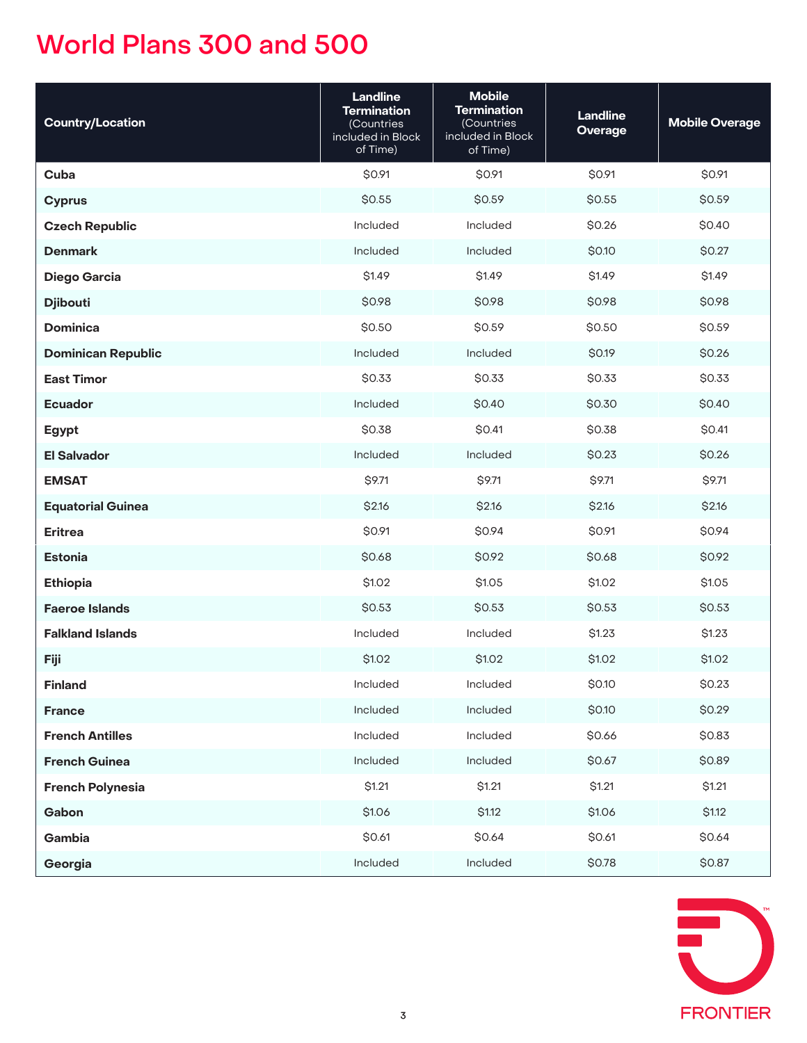# World Plans 300 and 500

| Country/Location | Landline Termination (Countries included in Block of Time) | Mobile Termination (Countries included in Block of Time) | Landline Overage | Mobile Overage |
|---|---|---|---|---|
| **Cuba** | $0.91 | $0.91 | $0.91 | $0.91 |
| **Cyprus** | $0.55 | $0.59 | $0.55 | $0.59 |
| **Czech Republic** | Included | Included | $0.26 | $0.40 |
| **Denmark** | Included | Included | $0.10 | $0.27 |
| **Diego Garcia** | $1.49 | $1.49 | $1.49 | $1.49 |
| **Djibouti** | $0.98 | $0.98 | $0.98 | $0.98 |
| **Dominica** | $0.50 | $0.59 | $0.50 | $0.59 |
| **Dominican Republic** | Included | Included | $0.19 | $0.26 |
| **East Timor** | $0.33 | $0.33 | $0.33 | $0.33 |
| **Ecuador** | Included | $0.40 | $0.30 | $0.40 |
| **Egypt** | $0.38 | $0.41 | $0.38 | $0.41 |
| **El Salvador** | Included | Included | $0.23 | $0.26 |
| **EMSAT** | $9.71 | $9.71 | $9.71 | $9.71 |
| **Equatorial Guinea** | $2.16 | $2.16 | $2.16 | $2.16 |
| **Eritrea** | $0.91 | $0.94 | $0.91 | $0.94 |
| **Estonia** | $0.68 | $0.92 | $0.68 | $0.92 |
| **Ethiopia** | $1.02 | $1.05 | $1.02 | $1.05 |
| **Faeroe Islands** | $0.53 | $0.53 | $0.53 | $0.53 |
| **Falkland Islands** | Included | Included | $1.23 | $1.23 |
| **Fiji** | $1.02 | $1.02 | $1.02 | $1.02 |
| **Finland** | Included | Included | $0.10 | $0.23 |
| **France** | Included | Included | $0.10 | $0.29 |
| **French Antilles** | Included | Included | $0.66 | $0.83 |
| **French Guinea** | Included | Included | $0.67 | $0.89 |
| **French Polynesia** | $1.21 | $1.21 | $1.21 | $1.21 |
| **Gabon** | $1.06 | $1.12 | $1.06 | $1.12 |
| **Gambia** | $0.61 | $0.64 | $0.61 | $0.64 |
| **Georgia** | Included | Included | $0.78 | $0.87 |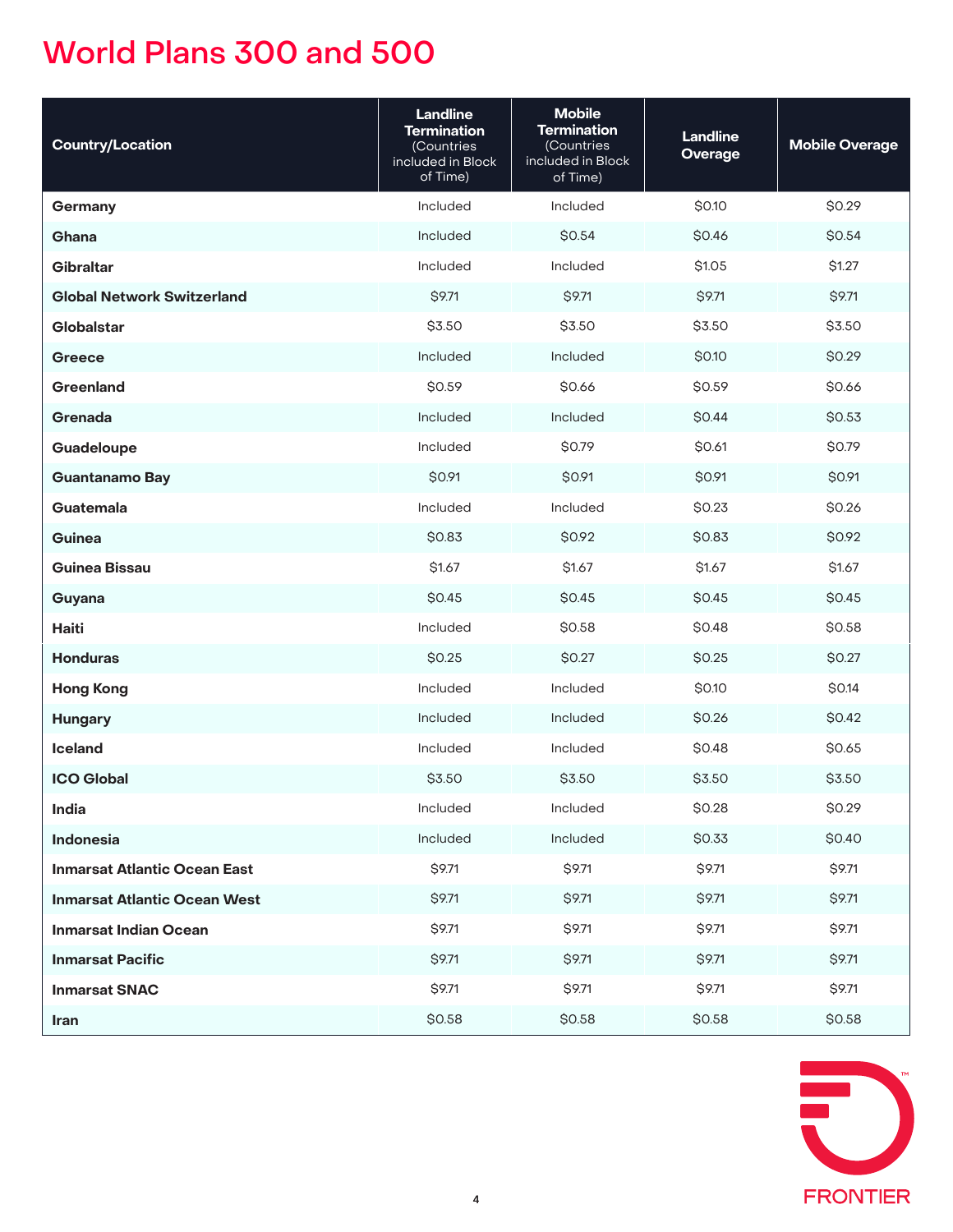# World Plans 300 and 500

| Country/Location | Landline Termination (Countries included in Block of Time) | Mobile Termination (Countries included in Block of Time) | Landline Overage | Mobile Overage |
|---|---|---|---|---|
| **Germany** | Included | Included | $0.10 | $0.29 |
| **Ghana** | Included | $0.54 | $0.46 | $0.54 |
| **Gibraltar** | Included | Included | $1.05 | $1.27 |
| **Global Network Switzerland** | $9.71 | $9.71 | $9.71 | $9.71 |
| **Globalstar** | $3.50 | $3.50 | $3.50 | $3.50 |
| **Greece** | Included | Included | $0.10 | $0.29 |
| **Greenland** | $0.59 | $0.66 | $0.59 | $0.66 |
| **Grenada** | Included | Included | $0.44 | $0.53 |
| **Guadeloupe** | Included | $0.79 | $0.61 | $0.79 |
| **Guantanamo Bay** | $0.91 | $0.91 | $0.91 | $0.91 |
| **Guatemala** | Included | Included | $0.23 | $0.26 |
| **Guinea** | $0.83 | $0.92 | $0.83 | $0.92 |
| **Guinea Bissau** | $1.67 | $1.67 | $1.67 | $1.67 |
| **Guyana** | $0.45 | $0.45 | $0.45 | $0.45 |
| **Haiti** | Included | $0.58 | $0.48 | $0.58 |
| **Honduras** | $0.25 | $0.27 | $0.25 | $0.27 |
| **Hong Kong** | Included | Included | $0.10 | $0.14 |
| **Hungary** | Included | Included | $0.26 | $0.42 |
| **Iceland** | Included | Included | $0.48 | $0.65 |
| **ICO Global** | $3.50 | $3.50 | $3.50 | $3.50 |
| **India** | Included | Included | $0.28 | $0.29 |
| **Indonesia** | Included | Included | $0.33 | $0.40 |
| **Inmarsat Atlantic Ocean East** | $9.71 | $9.71 | $9.71 | $9.71 |
| **Inmarsat Atlantic Ocean West** | $9.71 | $9.71 | $9.71 | $9.71 |
| **Inmarsat Indian Ocean** | $9.71 | $9.71 | $9.71 | $9.71 |
| **Inmarsat Pacific** | $9.71 | $9.71 | $9.71 | $9.71 |
| **Inmarsat SNAC** | $9.71 | $9.71 | $9.71 | $9.71 |
| **Iran** | $0.58 | $0.58 | $0.58 | $0.58 |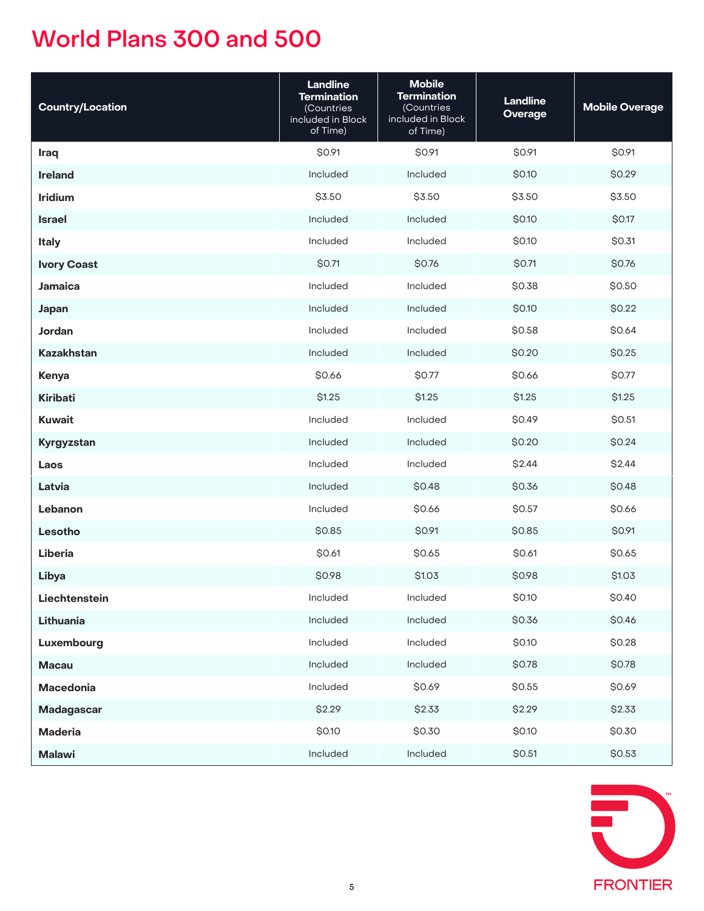# World Plans 300 and 500

| Country/Location | Landline Termination (Countries included in Block of Time) | Mobile Termination (Countries included in Block of Time) | Landline Overage | Mobile Overage |
|---|---|---|---|---|
| **Iraq** | $0.91 | $0.91 | $0.91 | $0.91 |
| **Ireland** | Included | Included | $0.10 | $0.29 |
| **Iridium** | $3.50 | $3.50 | $3.50 | $3.50 |
| **Israel** | Included | Included | $0.10 | $0.17 |
| **Italy** | Included | Included | $0.10 | $0.31 |
| **Ivory Coast** | $0.71 | $0.76 | $0.71 | $0.76 |
| **Jamaica** | Included | Included | $0.38 | $0.50 |
| **Japan** | Included | Included | $0.10 | $0.22 |
| **Jordan** | Included | Included | $0.58 | $0.64 |
| **Kazakhstan** | Included | Included | $0.20 | $0.25 |
| **Kenya** | $0.66 | $0.77 | $0.66 | $0.77 |
| **Kiribati** | $1.25 | $1.25 | $1.25 | $1.25 |
| **Kuwait** | Included | Included | $0.49 | $0.51 |
| **Kyrgyzstan** | Included | Included | $0.20 | $0.24 |
| **Laos** | Included | Included | $2.44 | $2.44 |
| **Latvia** | Included | $0.48 | $0.36 | $0.48 |
| **Lebanon** | Included | $0.66 | $0.57 | $0.66 |
| **Lesotho** | $0.85 | $0.91 | $0.85 | $0.91 |
| **Liberia** | $0.61 | $0.65 | $0.61 | $0.65 |
| **Libya** | $0.98 | $1.03 | $0.98 | $1.03 |
| **Liechtenstein** | Included | Included | $0.10 | $0.40 |
| **Lithuania** | Included | Included | $0.36 | $0.46 |
| **Luxembourg** | Included | Included | $0.10 | $0.28 |
| **Macau** | Included | Included | $0.78 | $0.78 |
| **Macedonia** | Included | $0.69 | $0.55 | $0.69 |
| **Madagascar** | $2.29 | $2.33 | $2.29 | $2.33 |
| **Maderia** | $0.10 | $0.30 | $0.10 | $0.30 |
| **Malawi** | Included | Included | $0.51 | $0.53 |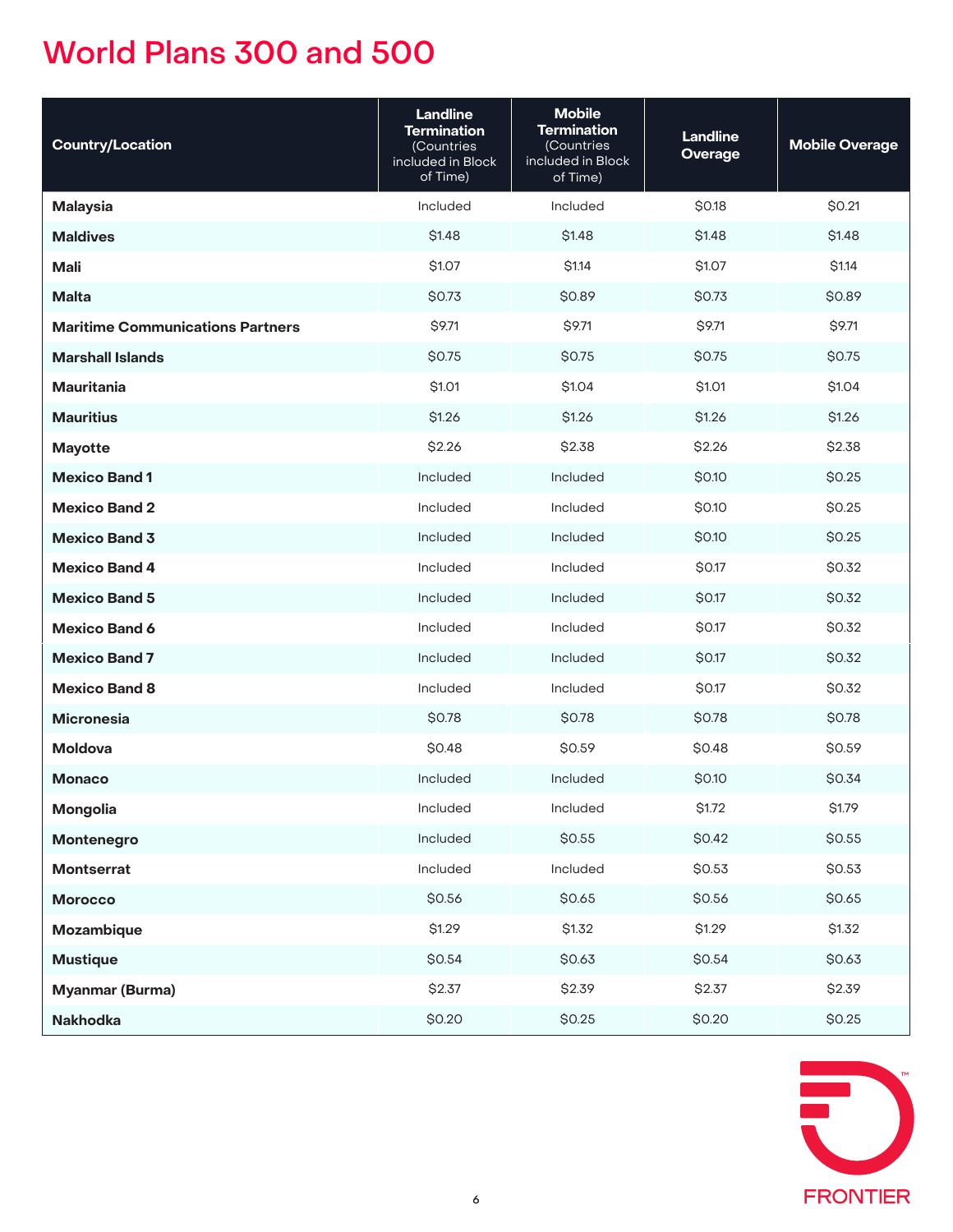# World Plans 300 and 500

| Country/Location | Landline Termination (Countries included in Block of Time) | Mobile Termination (Countries included in Block of Time) | Landline Overage | Mobile Overage |
|---|---|---|---|---|
| **Malaysia** | Included | Included | $0.18 | $0.21 |
| **Maldives** | $1.48 | $1.48 | $1.48 | $1.48 |
| **Mali** | $1.07 | $1.14 | $1.07 | $1.14 |
| **Malta** | $0.73 | $0.89 | $0.73 | $0.89 |
| **Maritime Communications Partners** | $9.71 | $9.71 | $9.71 | $9.71 |
| **Marshall Islands** | $0.75 | $0.75 | $0.75 | $0.75 |
| **Mauritania** | $1.01 | $1.04 | $1.01 | $1.04 |
| **Mauritius** | $1.26 | $1.26 | $1.26 | $1.26 |
| **Mayotte** | $2.26 | $2.38 | $2.26 | $2.38 |
| **Mexico Band 1** | Included | Included | $0.10 | $0.25 |
| **Mexico Band 2** | Included | Included | $0.10 | $0.25 |
| **Mexico Band 3** | Included | Included | $0.10 | $0.25 |
| **Mexico Band 4** | Included | Included | $0.17 | $0.32 |
| **Mexico Band 5** | Included | Included | $0.17 | $0.32 |
| **Mexico Band 6** | Included | Included | $0.17 | $0.32 |
| **Mexico Band 7** | Included | Included | $0.17 | $0.32 |
| **Mexico Band 8** | Included | Included | $0.17 | $0.32 |
| **Micronesia** | $0.78 | $0.78 | $0.78 | $0.78 |
| **Moldova** | $0.48 | $0.59 | $0.48 | $0.59 |
| **Monaco** | Included | Included | $0.10 | $0.34 |
| **Mongolia** | Included | Included | $1.72 | $1.79 |
| **Montenegro** | Included | $0.55 | $0.42 | $0.55 |
| **Montserrat** | Included | Included | $0.53 | $0.53 |
| **Morocco** | $0.56 | $0.65 | $0.56 | $0.65 |
| **Mozambique** | $1.29 | $1.32 | $1.29 | $1.32 |
| **Mustique** | $0.54 | $0.63 | $0.54 | $0.63 |
| **Myanmar (Burma)** | $2.37 | $2.39 | $2.37 | $2.39 |
| **Nakhodka** | $0.20 | $0.25 | $0.20 | $0.25 |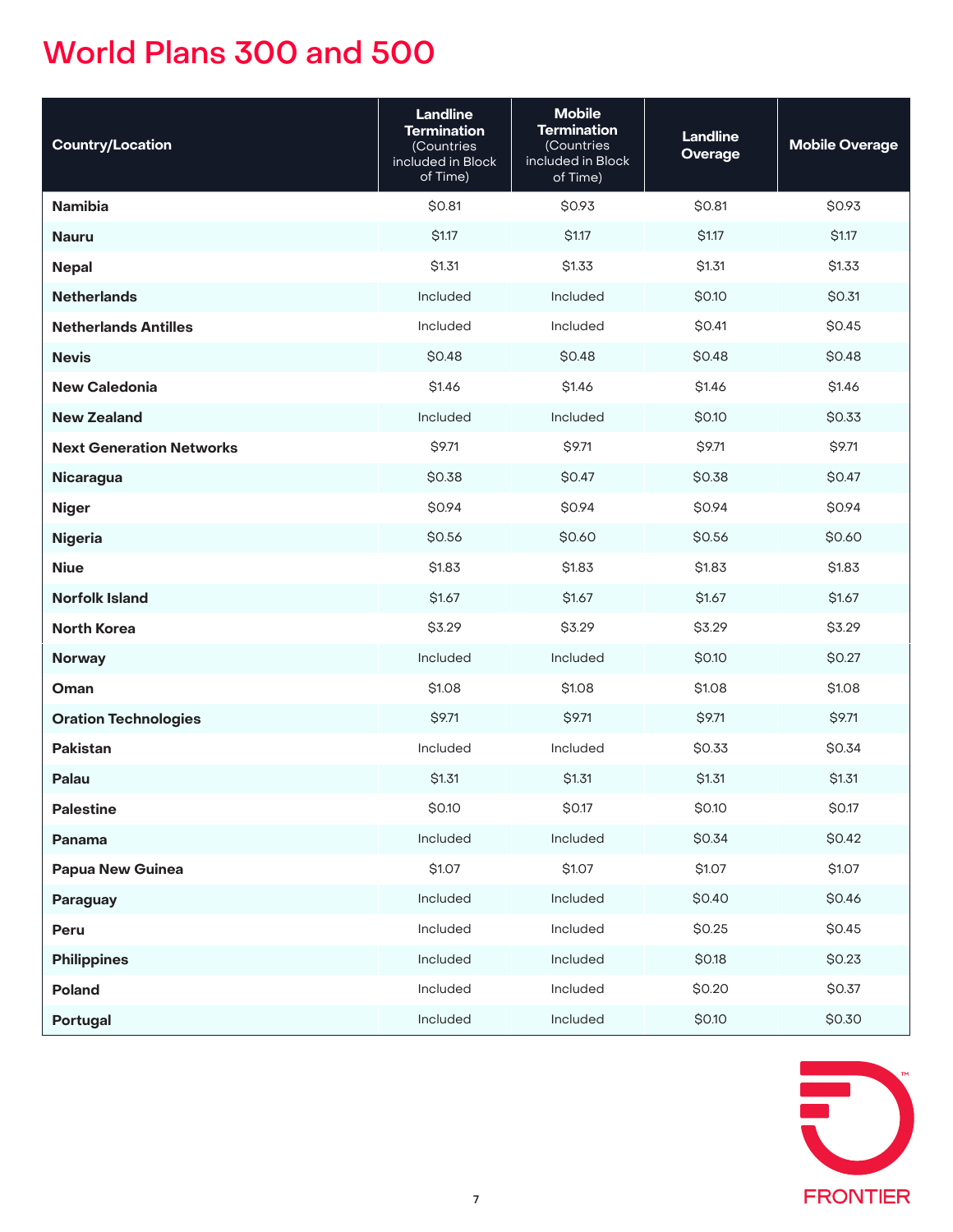# World Plans 300 and 500

| Country/Location | Landline Termination (Countries included in Block of Time) | Mobile Termination (Countries included in Block of Time) | Landline Overage | Mobile Overage |
|---|---|---|---|---|
| **Namibia** | $0.81 | $0.93 | $0.81 | $0.93 |
| **Nauru** | $1.17 | $1.17 | $1.17 | $1.17 |
| **Nepal** | $1.31 | $1.33 | $1.31 | $1.33 |
| **Netherlands** | Included | Included | $0.10 | $0.31 |
| **Netherlands Antilles** | Included | Included | $0.41 | $0.45 |
| **Nevis** | $0.48 | $0.48 | $0.48 | $0.48 |
| **New Caledonia** | $1.46 | $1.46 | $1.46 | $1.46 |
| **New Zealand** | Included | Included | $0.10 | $0.33 |
| **Next Generation Networks** | $9.71 | $9.71 | $9.71 | $9.71 |
| **Nicaragua** | $0.38 | $0.47 | $0.38 | $0.47 |
| **Niger** | $0.94 | $0.94 | $0.94 | $0.94 |
| **Nigeria** | $0.56 | $0.60 | $0.56 | $0.60 |
| **Niue** | $1.83 | $1.83 | $1.83 | $1.83 |
| **Norfolk Island** | $1.67 | $1.67 | $1.67 | $1.67 |
| **North Korea** | $3.29 | $3.29 | $3.29 | $3.29 |
| **Norway** | Included | Included | $0.10 | $0.27 |
| **Oman** | $1.08 | $1.08 | $1.08 | $1.08 |
| **Oration Technologies** | $9.71 | $9.71 | $9.71 | $9.71 |
| **Pakistan** | Included | Included | $0.33 | $0.34 |
| **Palau** | $1.31 | $1.31 | $1.31 | $1.31 |
| **Palestine** | $0.10 | $0.17 | $0.10 | $0.17 |
| **Panama** | Included | Included | $0.34 | $0.42 |
| **Papua New Guinea** | $1.07 | $1.07 | $1.07 | $1.07 |
| **Paraguay** | Included | Included | $0.40 | $0.46 |
| **Peru** | Included | Included | $0.25 | $0.45 |
| **Philippines** | Included | Included | $0.18 | $0.23 |
| **Poland** | Included | Included | $0.20 | $0.37 |
| **Portugal** | Included | Included | $0.10 | $0.30 |

FRONTIER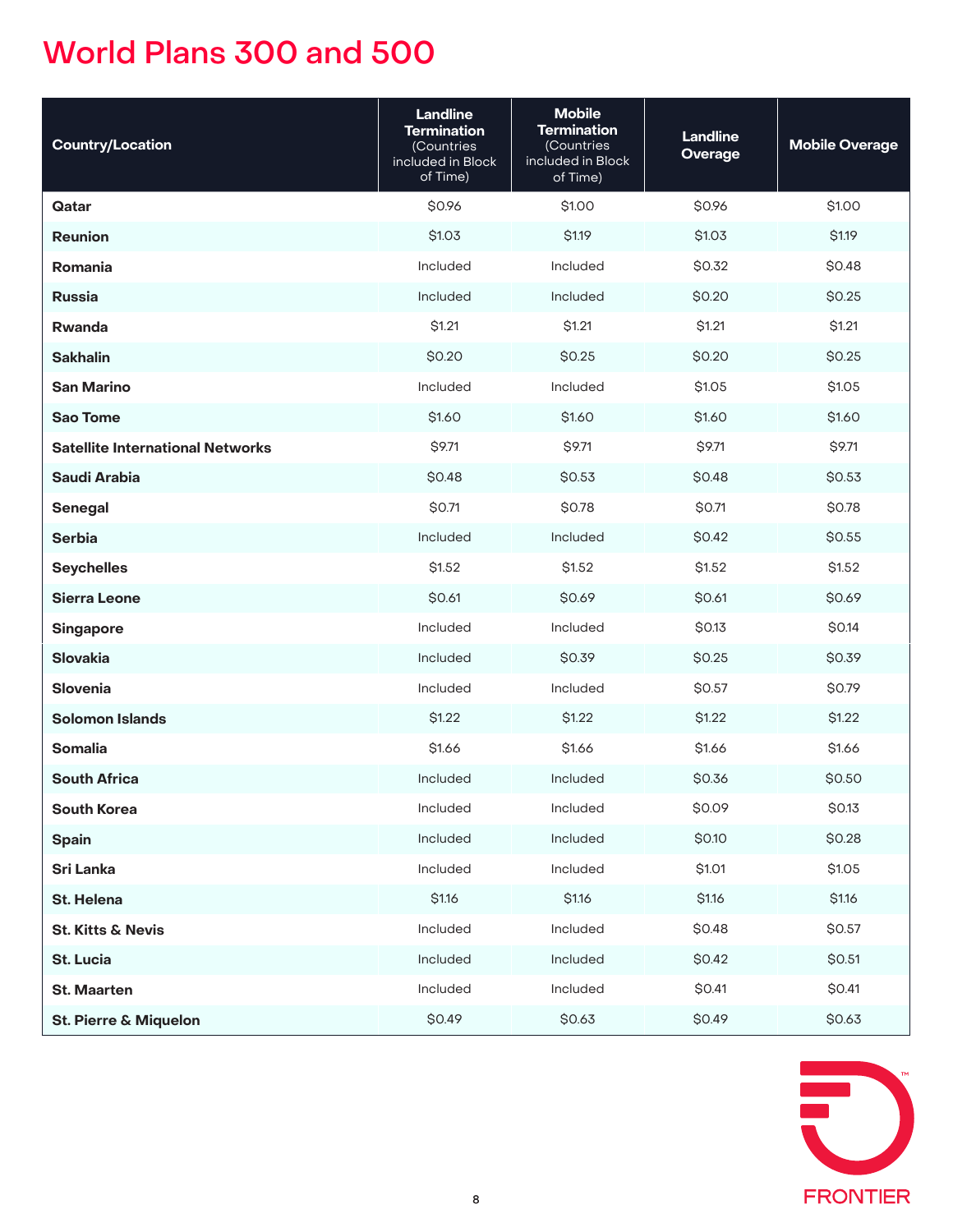# World Plans 300 and 500

| Country/Location | Landline Termination (Countries included in Block of Time) | Mobile Termination (Countries included in Block of Time) | Landline Overage | Mobile Overage |
|---|---|---|---|---|
| **Qatar** | $0.96 | $1.00 | $0.96 | $1.00 |
| **Reunion** | $1.03 | $1.19 | $1.03 | $1.19 |
| **Romania** | Included | Included | $0.32 | $0.48 |
| **Russia** | Included | Included | $0.20 | $0.25 |
| **Rwanda** | $1.21 | $1.21 | $1.21 | $1.21 |
| **Sakhalin** | $0.20 | $0.25 | $0.20 | $0.25 |
| **San Marino** | Included | Included | $1.05 | $1.05 |
| **Sao Tome** | $1.60 | $1.60 | $1.60 | $1.60 |
| **Satellite International Networks** | $9.71 | $9.71 | $9.71 | $9.71 |
| **Saudi Arabia** | $0.48 | $0.53 | $0.48 | $0.53 |
| **Senegal** | $0.71 | $0.78 | $0.71 | $0.78 |
| **Serbia** | Included | Included | $0.42 | $0.55 |
| **Seychelles** | $1.52 | $1.52 | $1.52 | $1.52 |
| **Sierra Leone** | $0.61 | $0.69 | $0.61 | $0.69 |
| **Singapore** | Included | Included | $0.13 | $0.14 |
| **Slovakia** | Included | $0.39 | $0.25 | $0.39 |
| **Slovenia** | Included | Included | $0.57 | $0.79 |
| **Solomon Islands** | $1.22 | $1.22 | $1.22 | $1.22 |
| **Somalia** | $1.66 | $1.66 | $1.66 | $1.66 |
| **South Africa** | Included | Included | $0.36 | $0.50 |
| **South Korea** | Included | Included | $0.09 | $0.13 |
| **Spain** | Included | Included | $0.10 | $0.28 |
| **Sri Lanka** | Included | Included | $1.01 | $1.05 |
| **St. Helena** | $1.16 | $1.16 | $1.16 | $1.16 |
| **St. Kitts & Nevis** | Included | Included | $0.48 | $0.57 |
| **St. Lucia** | Included | Included | $0.42 | $0.51 |
| **St. Maarten** | Included | Included | $0.41 | $0.41 |
| **St. Pierre & Miquelon** | $0.49 | $0.63 | $0.49 | $0.63 |

FRONTIER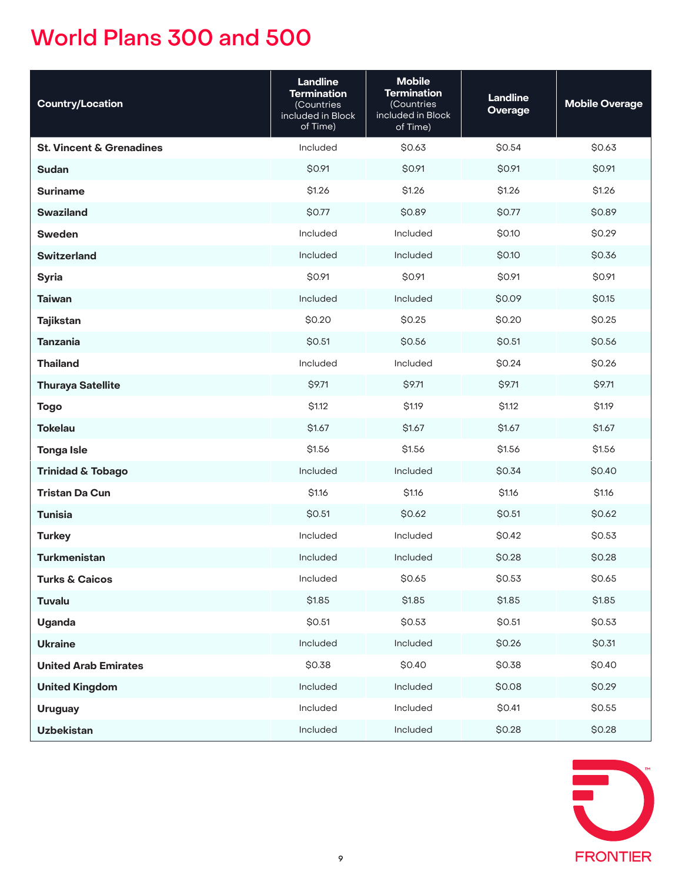# World Plans 300 and 500

| Country/Location | Landline Termination (Countries included in Block of Time) | Mobile Termination (Countries included in Block of Time) | Landline Overage | Mobile Overage |
|---|---|---|---|---|
| **St. Vincent & Grenadines** | Included | $0.63 | $0.54 | $0.63 |
| **Sudan** | $0.91 | $0.91 | $0.91 | $0.91 |
| **Suriname** | $1.26 | $1.26 | $1.26 | $1.26 |
| **Swaziland** | $0.77 | $0.89 | $0.77 | $0.89 |
| **Sweden** | Included | Included | $0.10 | $0.29 |
| **Switzerland** | Included | Included | $0.10 | $0.36 |
| **Syria** | $0.91 | $0.91 | $0.91 | $0.91 |
| **Taiwan** | Included | Included | $0.09 | $0.15 |
| **Tajikstan** | $0.20 | $0.25 | $0.20 | $0.25 |
| **Tanzania** | $0.51 | $0.56 | $0.51 | $0.56 |
| **Thailand** | Included | Included | $0.24 | $0.26 |
| **Thuraya Satellite** | $9.71 | $9.71 | $9.71 | $9.71 |
| **Togo** | $1.12 | $1.19 | $1.12 | $1.19 |
| **Tokelau** | $1.67 | $1.67 | $1.67 | $1.67 |
| **Tonga Isle** | $1.56 | $1.56 | $1.56 | $1.56 |
| **Trinidad & Tobago** | Included | Included | $0.34 | $0.40 |
| **Tristan Da Cun** | $1.16 | $1.16 | $1.16 | $1.16 |
| **Tunisia** | $0.51 | $0.62 | $0.51 | $0.62 |
| **Turkey** | Included | Included | $0.42 | $0.53 |
| **Turkmenistan** | Included | Included | $0.28 | $0.28 |
| **Turks & Caicos** | Included | $0.65 | $0.53 | $0.65 |
| **Tuvalu** | $1.85 | $1.85 | $1.85 | $1.85 |
| **Uganda** | $0.51 | $0.53 | $0.51 | $0.53 |
| **Ukraine** | Included | Included | $0.26 | $0.31 |
| **United Arab Emirates** | $0.38 | $0.40 | $0.38 | $0.40 |
| **United Kingdom** | Included | Included | $0.08 | $0.29 |
| **Uruguay** | Included | Included | $0.41 | $0.55 |
| **Uzbekistan** | Included | Included | $0.28 | $0.28 |

FRONTIER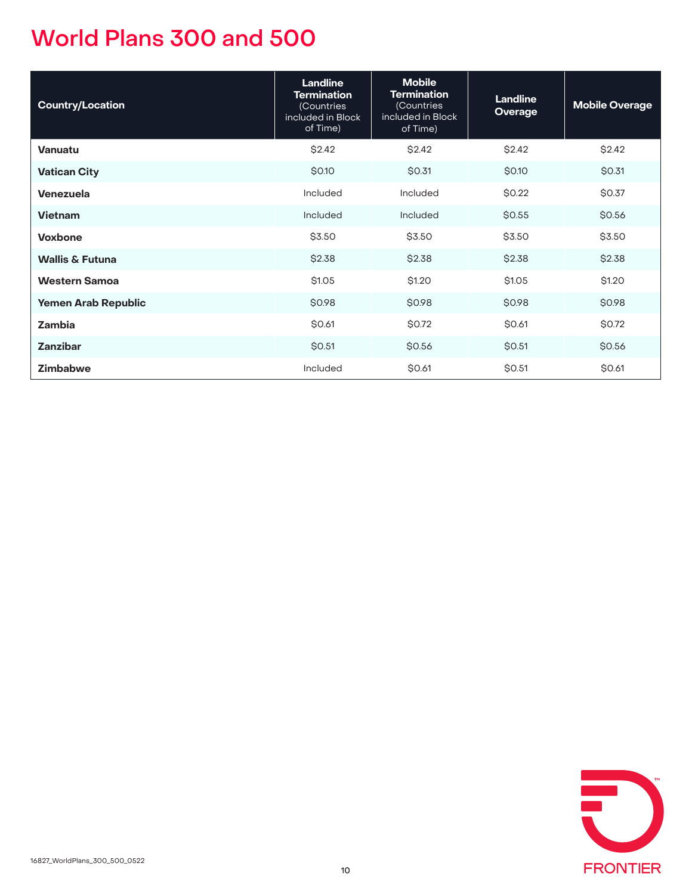# World Plans 300 and 500

| Country/Location | Landline Termination (Countries included in Block of Time) | Mobile Termination (Countries included in Block of Time) | Landline Overage | Mobile Overage |
|---|---|---|---|---|
| **Vanuatu** | $2.42 | $2.42 | $2.42 | $2.42 |
| **Vatican City** | $0.10 | $0.31 | $0.10 | $0.31 |
| **Venezuela** | Included | Included | $0.22 | $0.37 |
| **Vietnam** | Included | Included | $0.55 | $0.56 |
| **Voxbone** | $3.50 | $3.50 | $3.50 | $3.50 |
| **Wallis & Futuna** | $2.38 | $2.38 | $2.38 | $2.38 |
| **Western Samoa** | $1.05 | $1.20 | $1.05 | $1.20 |
| **Yemen Arab Republic** | $0.98 | $0.98 | $0.98 | $0.98 |
| **Zambia** | $0.61 | $0.72 | $0.61 | $0.72 |
| **Zanzibar** | $0.51 | $0.56 | $0.51 | $0.56 |
| **Zimbabwe** | Included | $0.61 | $0.51 | $0.61 |

16827_WorldPlans_300_500_0522

FRONTIER